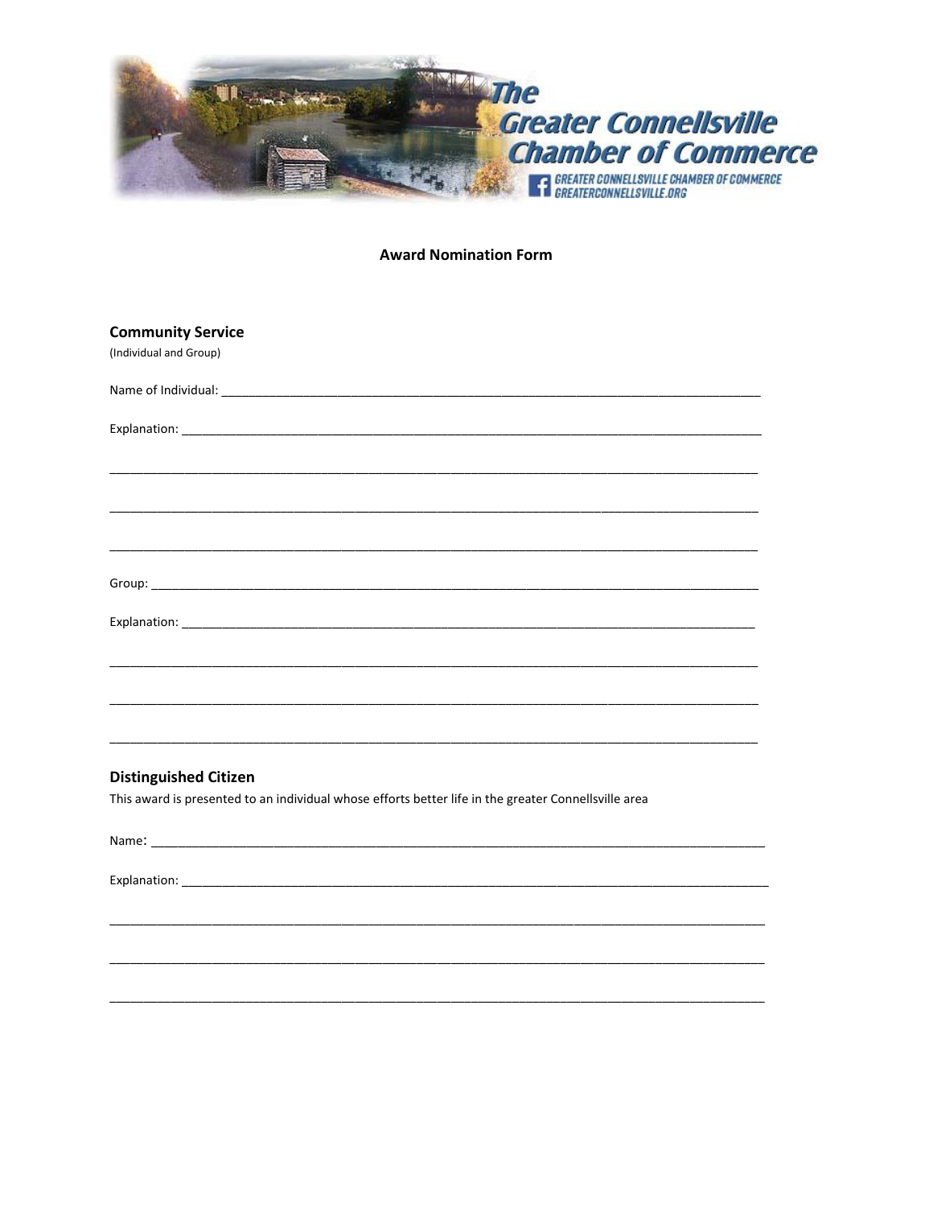**Award Nomination Form**

### Community Service

(Individual and Group)

Name of Individual: ________________________________________________________________________________

Explanation: ______________________________________________________________________________________

__________________________________________________________________________________________________

__________________________________________________________________________________________________

__________________________________________________________________________________________________

Group: ___________________________________________________________________________________________

Explanation: ______________________________________________________________________________________

__________________________________________________________________________________________________

__________________________________________________________________________________________________

__________________________________________________________________________________________________

### Distinguished Citizen

This award is presented to an individual whose efforts better life in the greater Connellsville area

Name: ____________________________________________________________________________________________

Explanation: ______________________________________________________________________________________

__________________________________________________________________________________________________

__________________________________________________________________________________________________

__________________________________________________________________________________________________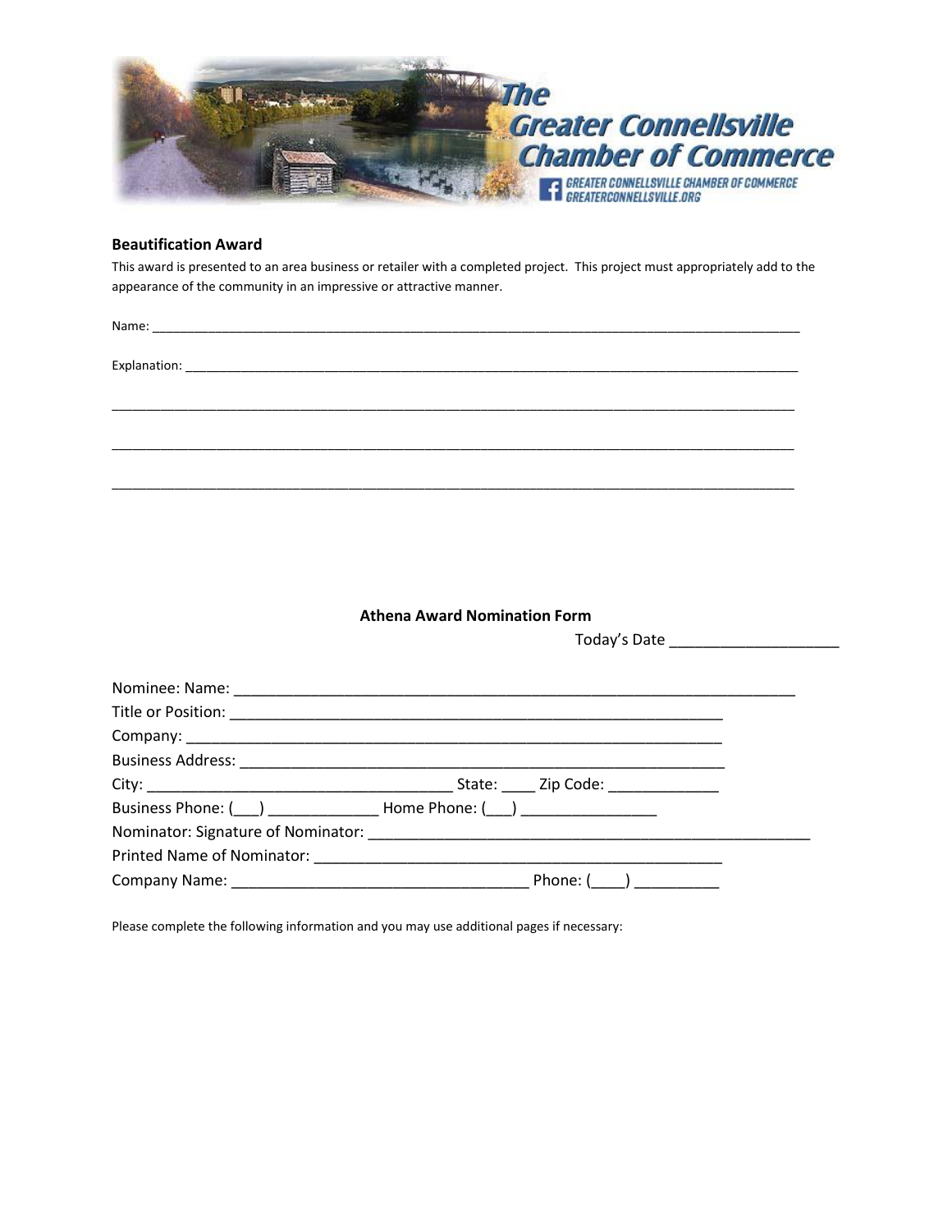The Greater Connellsville Chamber of Commerce

GREATER CONNELLSVILLE CHAMBER OF COMMERCE
GREATERCONNELLSVILLE.ORG

**Beautification Award**

This award is presented to an area business or retailer with a completed project. This project must appropriately add to the appearance of the community in an impressive or attractive manner.

Name: ____________________________________________________________________________________________

Explanation: ________________________________________________________________________________________

____________________________________________________________________________________________________

____________________________________________________________________________________________________

____________________________________________________________________________________________________

**Athena Award Nomination Form**

Today's Date ____________________

Nominee: Name: ______________________________________________________________

Title or Position: _____________________________________________________

Company: _________________________________________________________

Business Address: ____________________________________________________

City: __________________________________ State: ____ Zip Code: _____________

Business Phone: (___) _____________ Home Phone: (___) ________________

Nominator: Signature of Nominator: ______________________________________________________

Printed Name of Nominator: ______________________________________________

Company Name: __________________________________ Phone: (____) __________

Please complete the following information and you may use additional pages if necessary: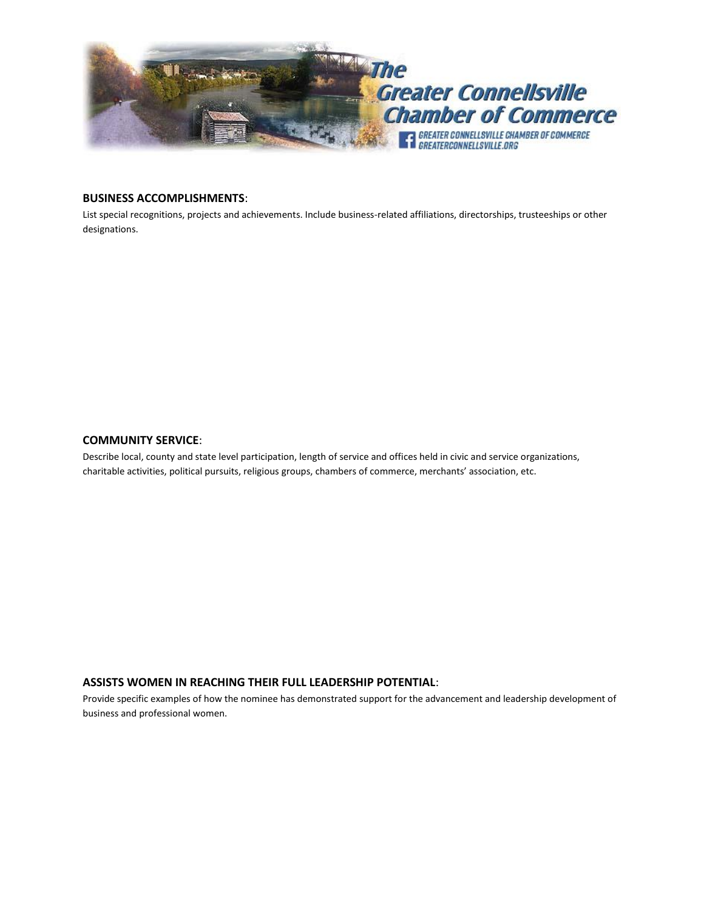**BUSINESS ACCOMPLISHMENTS**:

List special recognitions, projects and achievements. Include business-related affiliations, directorships, trusteeships or other designations.

**COMMUNITY SERVICE**:

Describe local, county and state level participation, length of service and offices held in civic and service organizations, charitable activities, political pursuits, religious groups, chambers of commerce, merchants' association, etc.

**ASSISTS WOMEN IN REACHING THEIR FULL LEADERSHIP POTENTIAL**:

Provide specific examples of how the nominee has demonstrated support for the advancement and leadership development of business and professional women.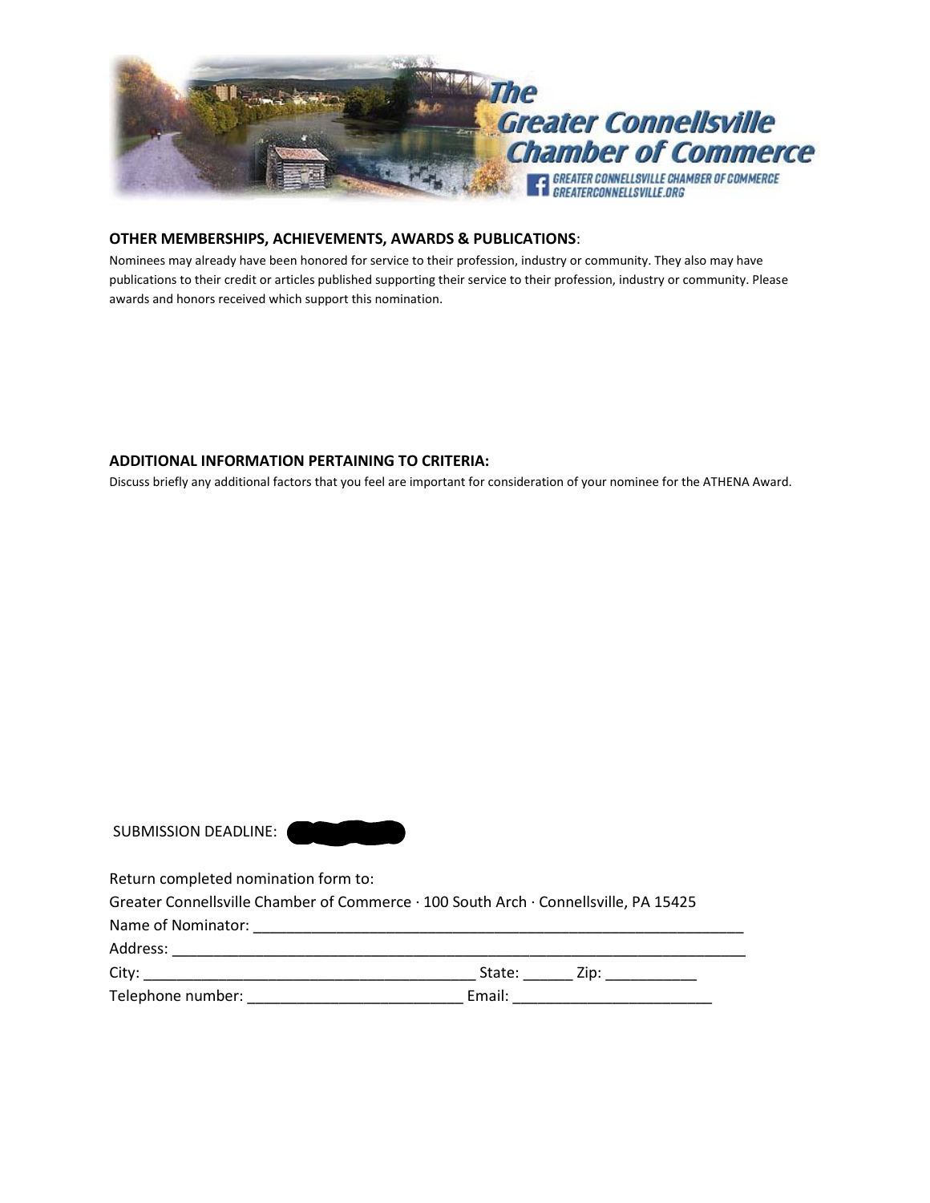**OTHER MEMBERSHIPS, ACHIEVEMENTS, AWARDS & PUBLICATIONS**:

Nominees may already have been honored for service to their profession, industry or community. They also may have publications to their credit or articles published supporting their service to their profession, industry or community. Please awards and honors received which support this nomination.

**ADDITIONAL INFORMATION PERTAINING TO CRITERIA:**

Discuss briefly any additional factors that you feel are important for consideration of your nominee for the ATHENA Award.

SUBMISSION DEADLINE:

Return completed nomination form to:

Greater Connellsville Chamber of Commerce · 100 South Arch · Connellsville, PA 15425

Name of Nominator: ______________________________________________________________

Address: __________________________________________________________________________

City: ________________________________________ State: ______ Zip: ___________

Telephone number: __________________________ Email: ________________________